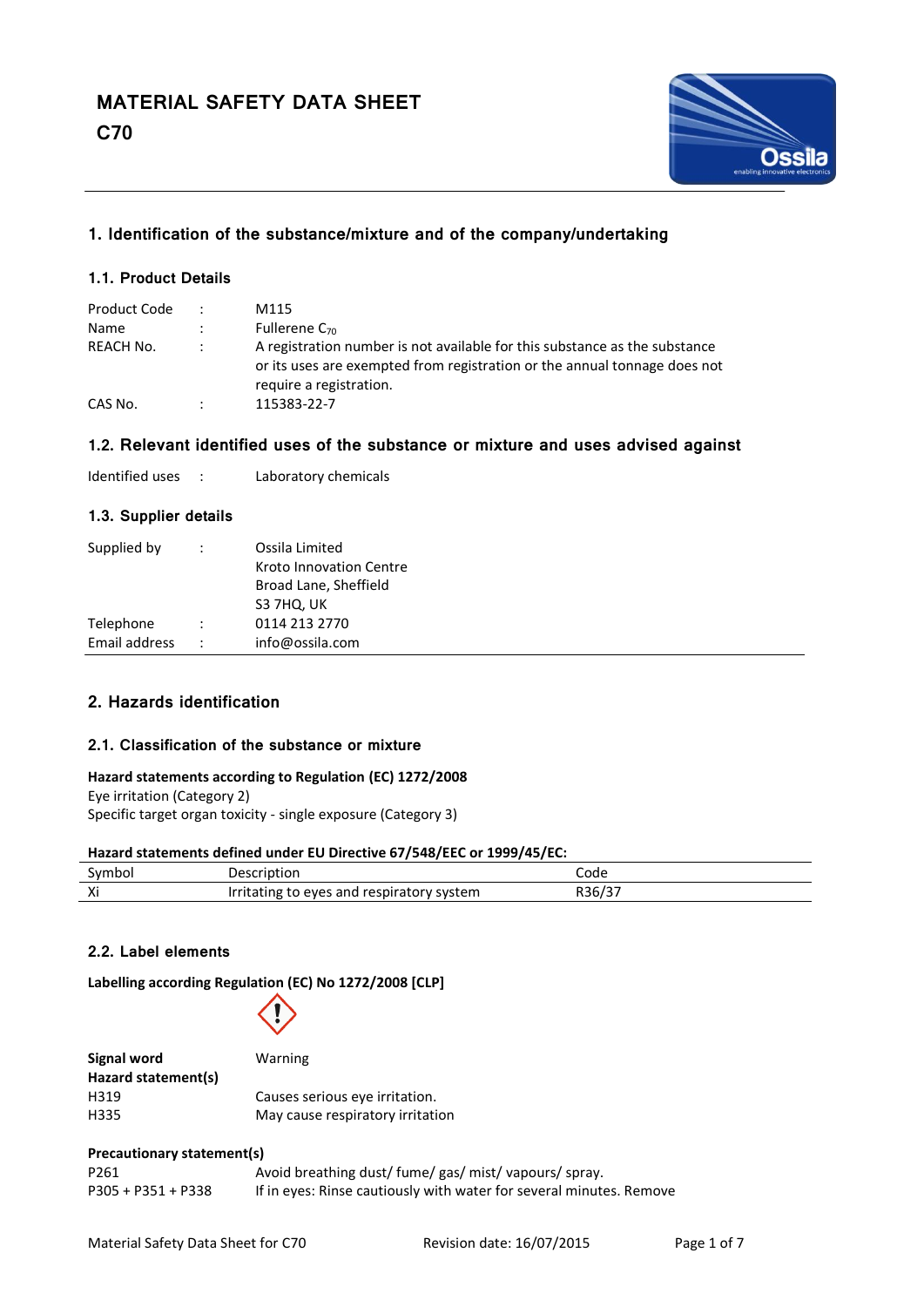# MATERIAL SAFETY DATA SHEET
# C70

## 1. Identification of the substance/mixture and of the company/undertaking

### 1.1. Product Details

| | | |
|---|---|---|
| Product Code | : | M115 |
| Name | : | Fullerene $C_{70}$ |
| REACH No. | : | A registration number is not available for this substance as the substance or its uses are exempted from registration or the annual tonnage does not require a registration. |
| CAS No. | : | 115383-22-7 |

### 1.2. Relevant identified uses of the substance or mixture and uses advised against

| | | |
|---|---|---|
| Identified uses | : | Laboratory chemicals |

### 1.3. Supplier details

| | | |
|---|---|---|
| Supplied by | : | Ossila Limited<br>Kroto Innovation Centre<br>Broad Lane, Sheffield<br>S3 7HQ, UK |
| Telephone | : | 0114 213 2770 |
| Email address | : | info@ossila.com |

## 2. Hazards identification

### 2.1. Classification of the substance or mixture

**Hazard statements according to Regulation (EC) 1272/2008**

Eye irritation (Category 2)

Specific target organ toxicity - single exposure (Category 3)

**Hazard statements defined under EU Directive 67/548/EEC or 1999/45/EC:**

| Symbol | Description | Code |
|---|---|---|
| Xi | Irritating to eyes and respiratory system | R36/37 |

### 2.2. Label elements

**Labelling according Regulation (EC) No 1272/2008 [CLP]**

| | |
|---|---|
| **Signal word** | Warning |
| **Hazard statement(s)** | |
| H319 | Causes serious eye irritation. |
| H335 | May cause respiratory irritation |

**Precautionary statement(s)**

| | |
|---|---|
| P261 | Avoid breathing dust/ fume/ gas/ mist/ vapours/ spray. |
| P305 + P351 + P338 | If in eyes: Rinse cautiously with water for several minutes. Remove |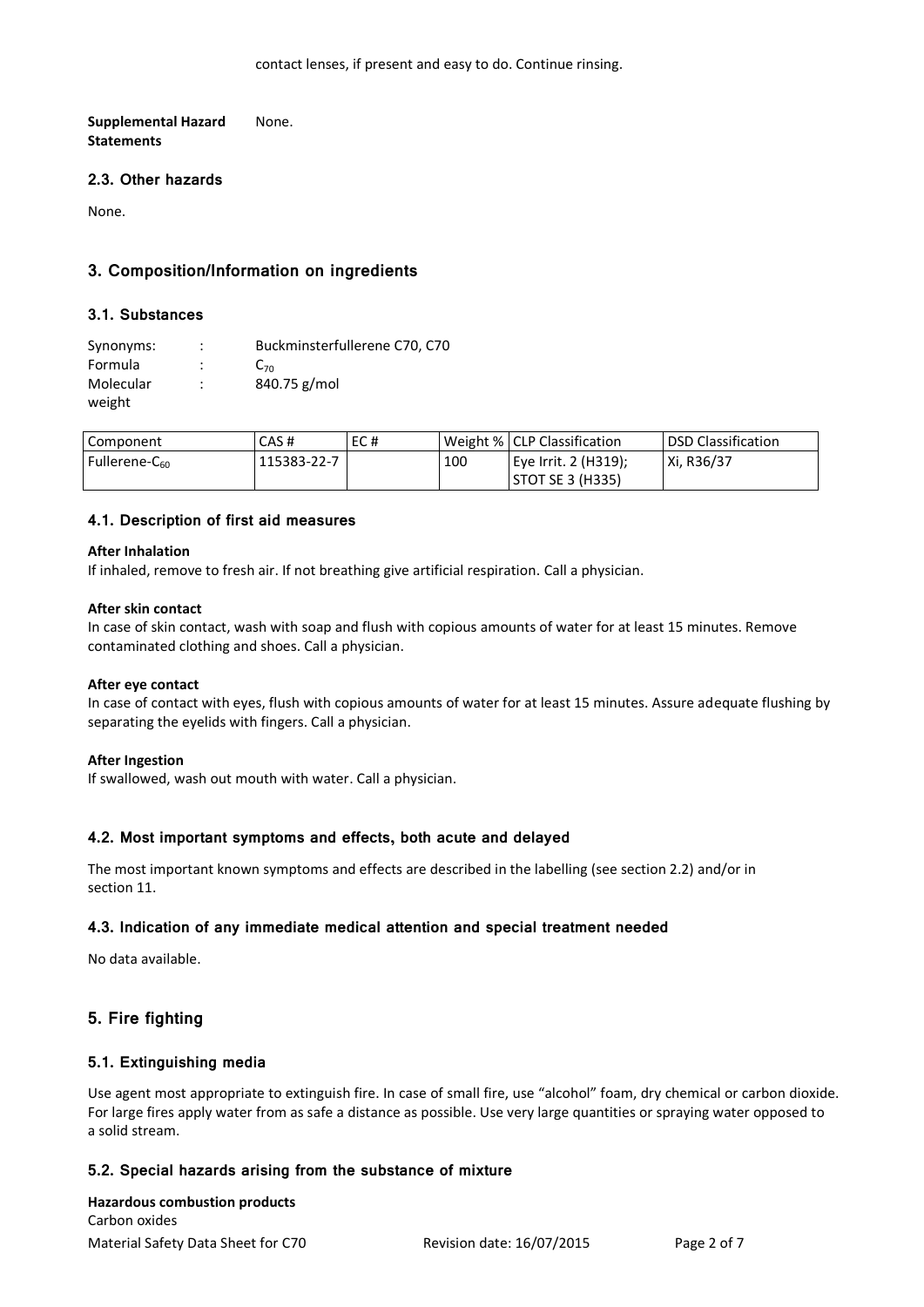contact lenses, if present and easy to do. Continue rinsing.

**Supplemental Hazard Statements** None.

### 2.3. Other hazards

None.

## 3. Composition/Information on ingredients

### 3.1. Substances

Synonyms: : Buckminsterfullerene C70, C70
Formula : $C_{70}$
Molecular weight : 840.75 g/mol

| Component | CAS # | EC # | Weight % | CLP Classification | DSD Classification |
|---|---|---|---|---|---|
| Fullerene-$C_{60}$ | 115383-22-7 | | 100 | Eye Irrit. 2 (H319); STOT SE 3 (H335) | Xi, R36/37 |

### 4.1. Description of first aid measures

**After Inhalation**
If inhaled, remove to fresh air. If not breathing give artificial respiration. Call a physician.

**After skin contact**
In case of skin contact, wash with soap and flush with copious amounts of water for at least 15 minutes. Remove contaminated clothing and shoes. Call a physician.

**After eye contact**
In case of contact with eyes, flush with copious amounts of water for at least 15 minutes. Assure adequate flushing by separating the eyelids with fingers. Call a physician.

**After Ingestion**
If swallowed, wash out mouth with water. Call a physician.

### 4.2. Most important symptoms and effects, both acute and delayed

The most important known symptoms and effects are described in the labelling (see section 2.2) and/or in section 11.

### 4.3. Indication of any immediate medical attention and special treatment needed

No data available.

## 5. Fire fighting

### 5.1. Extinguishing media

Use agent most appropriate to extinguish fire. In case of small fire, use "alcohol" foam, dry chemical or carbon dioxide. For large fires apply water from as safe a distance as possible. Use very large quantities or spraying water opposed to a solid stream.

### 5.2. Special hazards arising from the substance of mixture

**Hazardous combustion products**
Carbon oxides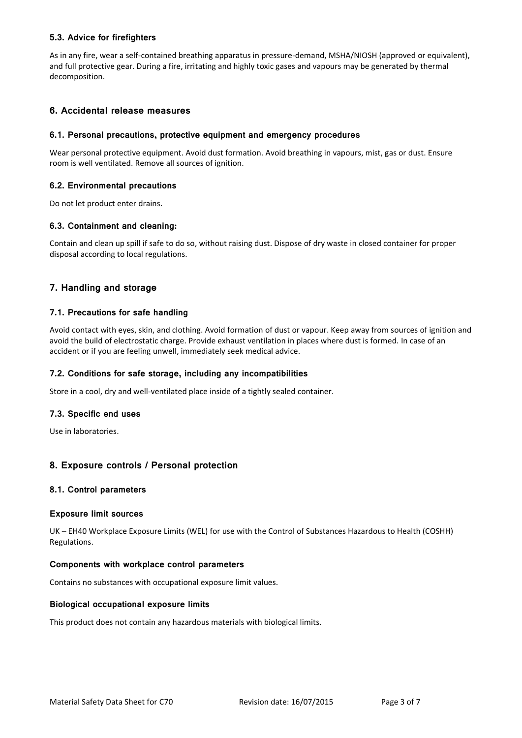### 5.3. Advice for firefighters

As in any fire, wear a self-contained breathing apparatus in pressure-demand, MSHA/NIOSH (approved or equivalent), and full protective gear. During a fire, irritating and highly toxic gases and vapours may be generated by thermal decomposition.

## 6. Accidental release measures

### 6.1. Personal precautions, protective equipment and emergency procedures

Wear personal protective equipment. Avoid dust formation. Avoid breathing in vapours, mist, gas or dust. Ensure room is well ventilated. Remove all sources of ignition.

### 6.2. Environmental precautions

Do not let product enter drains.

### 6.3. Containment and cleaning:

Contain and clean up spill if safe to do so, without raising dust. Dispose of dry waste in closed container for proper disposal according to local regulations.

## 7. Handling and storage

### 7.1. Precautions for safe handling

Avoid contact with eyes, skin, and clothing. Avoid formation of dust or vapour. Keep away from sources of ignition and avoid the build of electrostatic charge. Provide exhaust ventilation in places where dust is formed. In case of an accident or if you are feeling unwell, immediately seek medical advice.

### 7.2. Conditions for safe storage, including any incompatibilities

Store in a cool, dry and well-ventilated place inside of a tightly sealed container.

### 7.3. Specific end uses

Use in laboratories.

## 8. Exposure controls / Personal protection

### 8.1. Control parameters

#### Exposure limit sources

UK – EH40 Workplace Exposure Limits (WEL) for use with the Control of Substances Hazardous to Health (COSHH) Regulations.

#### Components with workplace control parameters

Contains no substances with occupational exposure limit values.

#### Biological occupational exposure limits

This product does not contain any hazardous materials with biological limits.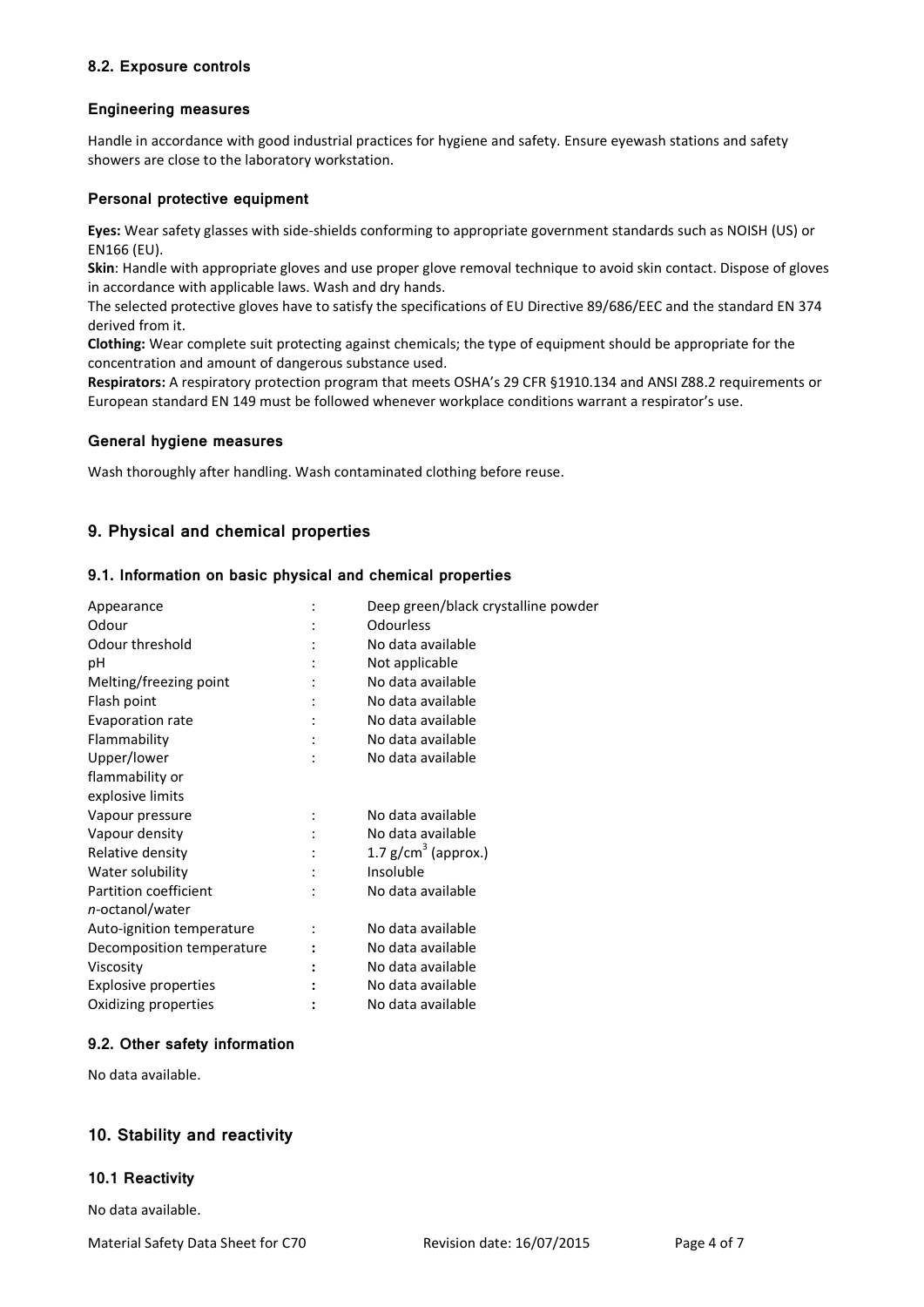### 8.2. Exposure controls

#### Engineering measures

Handle in accordance with good industrial practices for hygiene and safety. Ensure eyewash stations and safety showers are close to the laboratory workstation.

#### Personal protective equipment

**Eyes:** Wear safety glasses with side-shields conforming to appropriate government standards such as NOISH (US) or EN166 (EU).

**Skin**: Handle with appropriate gloves and use proper glove removal technique to avoid skin contact. Dispose of gloves in accordance with applicable laws. Wash and dry hands.

The selected protective gloves have to satisfy the specifications of EU Directive 89/686/EEC and the standard EN 374 derived from it.

**Clothing:** Wear complete suit protecting against chemicals; the type of equipment should be appropriate for the concentration and amount of dangerous substance used.

**Respirators:** A respiratory protection program that meets OSHA's 29 CFR §1910.134 and ANSI Z88.2 requirements or European standard EN 149 must be followed whenever workplace conditions warrant a respirator's use.

#### General hygiene measures

Wash thoroughly after handling. Wash contaminated clothing before reuse.

## 9. Physical and chemical properties

### 9.1. Information on basic physical and chemical properties

| Property | | Value |
|---|---|---|
| Appearance | : | Deep green/black crystalline powder |
| Odour | : | Odourless |
| Odour threshold | : | No data available |
| pH | : | Not applicable |
| Melting/freezing point | : | No data available |
| Flash point | : | No data available |
| Evaporation rate | : | No data available |
| Flammability | : | No data available |
| Upper/lower flammability or explosive limits | : | No data available |
| Vapour pressure | : | No data available |
| Vapour density | : | No data available |
| Relative density | : | 1.7 g/cm$^3$ (approx.) |
| Water solubility | : | Insoluble |
| Partition coefficient *n*-octanol/water | : | No data available |
| Auto-ignition temperature | : | No data available |
| Decomposition temperature | : | No data available |
| Viscosity | : | No data available |
| Explosive properties | : | No data available |
| Oxidizing properties | : | No data available |

### 9.2. Other safety information

No data available.

## 10. Stability and reactivity

### 10.1 Reactivity

No data available.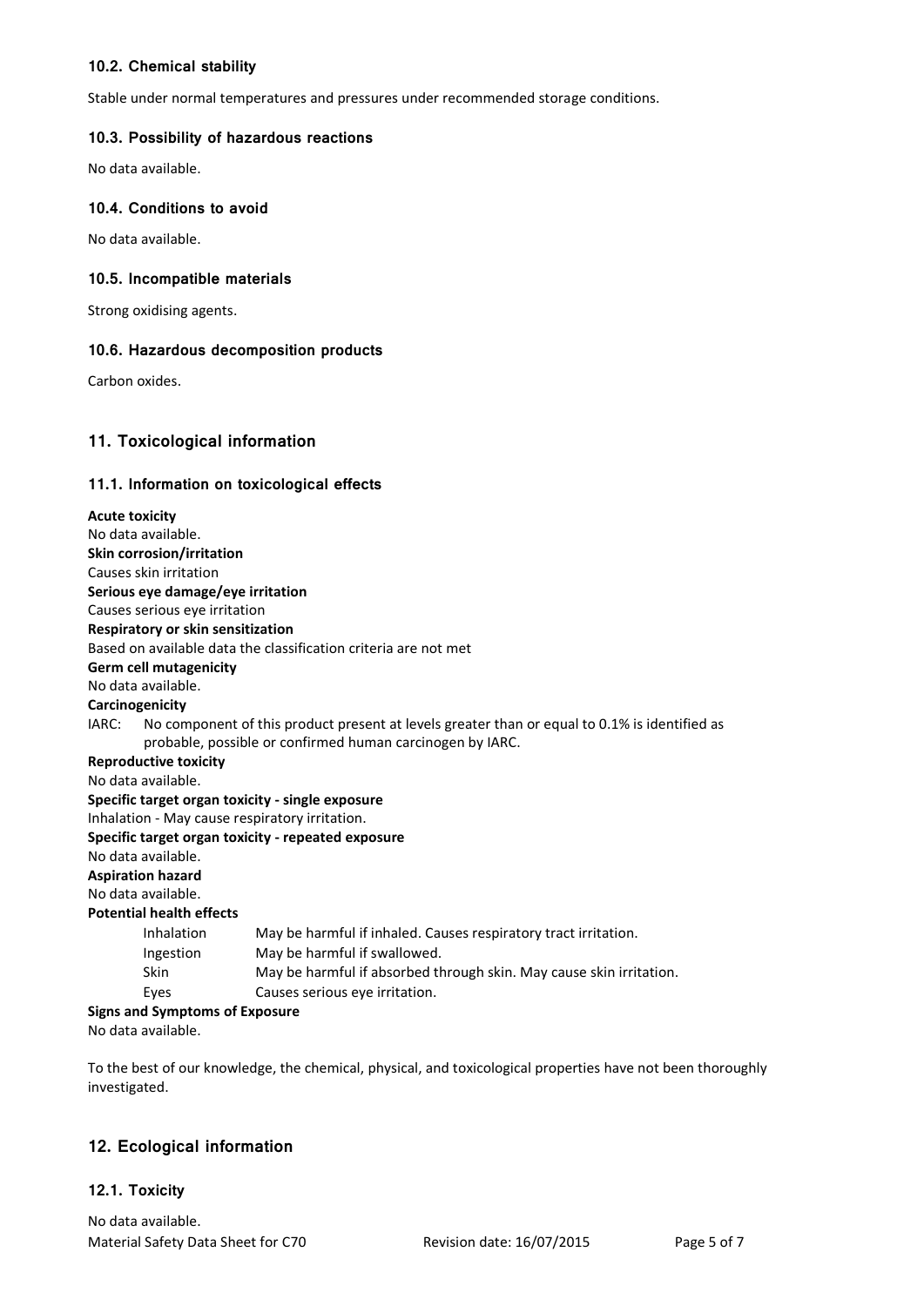### 10.2. Chemical stability

Stable under normal temperatures and pressures under recommended storage conditions.

### 10.3. Possibility of hazardous reactions

No data available.

### 10.4. Conditions to avoid

No data available.

### 10.5. Incompatible materials

Strong oxidising agents.

### 10.6. Hazardous decomposition products

Carbon oxides.

## 11. Toxicological information

### 11.1. Information on toxicological effects

**Acute toxicity**
No data available.
**Skin corrosion/irritation**
Causes skin irritation
**Serious eye damage/eye irritation**
Causes serious eye irritation
**Respiratory or skin sensitization**
Based on available data the classification criteria are not met
**Germ cell mutagenicity**
No data available.
**Carcinogenicity**
IARC: No component of this product present at levels greater than or equal to 0.1% is identified as probable, possible or confirmed human carcinogen by IARC.
**Reproductive toxicity**
No data available.
**Specific target organ toxicity - single exposure**
Inhalation - May cause respiratory irritation.
**Specific target organ toxicity - repeated exposure**
No data available.
**Aspiration hazard**
No data available.
**Potential health effects**

| | |
|---|---|
| Inhalation | May be harmful if inhaled. Causes respiratory tract irritation. |
| Ingestion | May be harmful if swallowed. |
| Skin | May be harmful if absorbed through skin. May cause skin irritation. |
| Eyes | Causes serious eye irritation. |

**Signs and Symptoms of Exposure**
No data available.

To the best of our knowledge, the chemical, physical, and toxicological properties have not been thoroughly investigated.

## 12. Ecological information

### 12.1. Toxicity

No data available.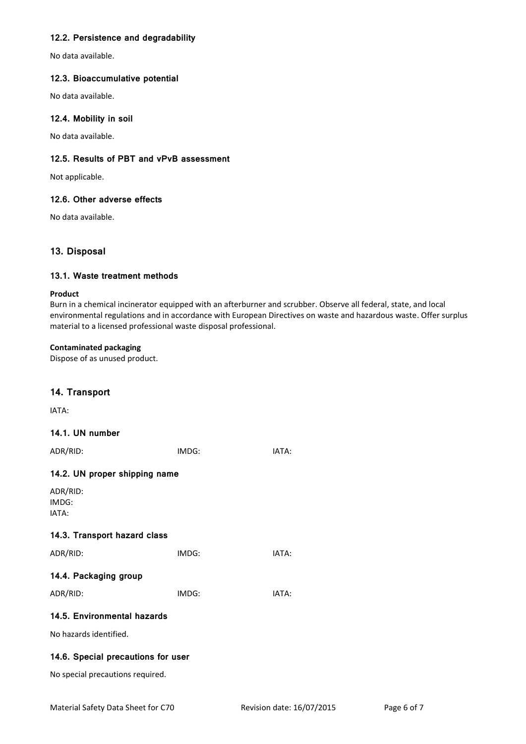### 12.2. Persistence and degradability

No data available.

### 12.3. Bioaccumulative potential

No data available.

### 12.4. Mobility in soil

No data available.

### 12.5. Results of PBT and vPvB assessment

Not applicable.

### 12.6. Other adverse effects

No data available.

## 13. Disposal

### 13.1. Waste treatment methods

**Product**

Burn in a chemical incinerator equipped with an afterburner and scrubber. Observe all federal, state, and local environmental regulations and in accordance with European Directives on waste and hazardous waste. Offer surplus material to a licensed professional waste disposal professional.

**Contaminated packaging**

Dispose of as unused product.

## 14. Transport

IATA:

### 14.1. UN number

ADR/RID: IMDG: IATA:

### 14.2. UN proper shipping name

ADR/RID:
IMDG:
IATA:

### 14.3. Transport hazard class

ADR/RID: IMDG: IATA:

### 14.4. Packaging group

ADR/RID: IMDG: IATA:

### 14.5. Environmental hazards

No hazards identified.

### 14.6. Special precautions for user

No special precautions required.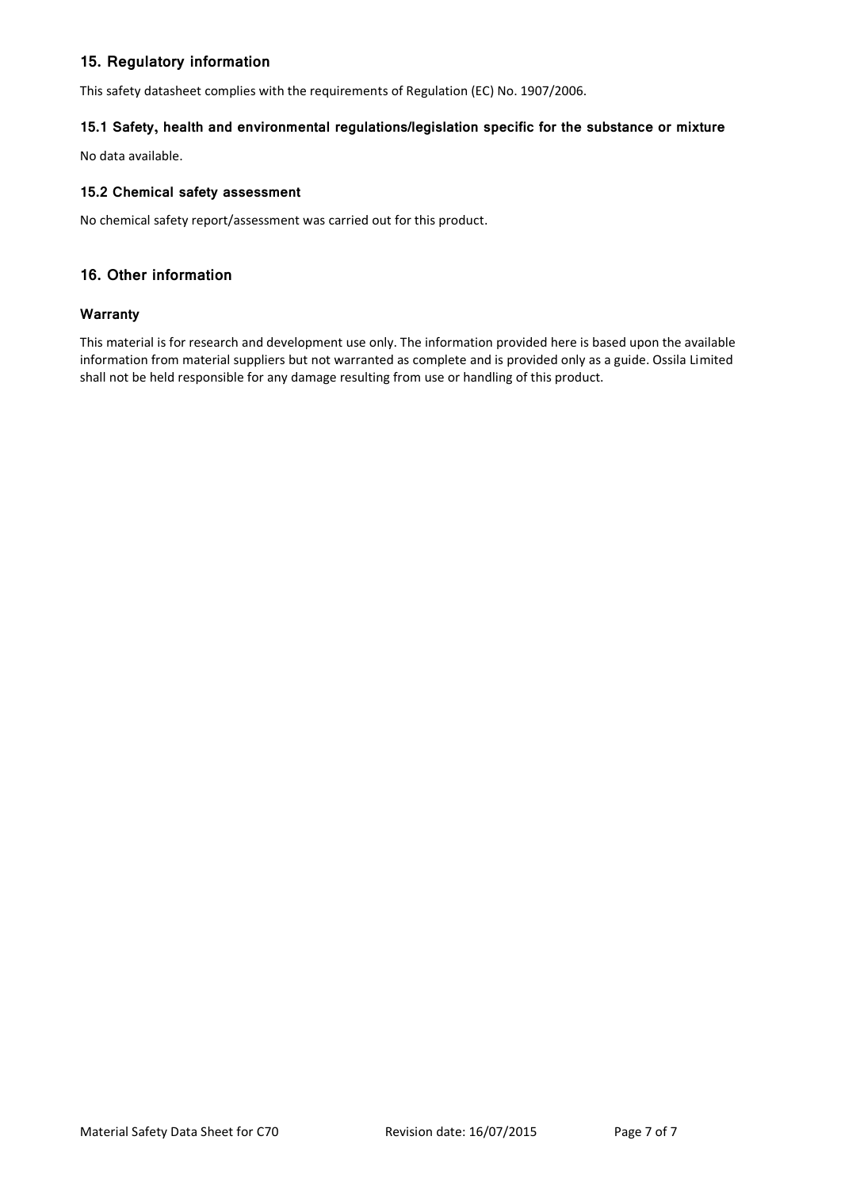## 15. Regulatory information

This safety datasheet complies with the requirements of Regulation (EC) No. 1907/2006.

### 15.1 Safety, health and environmental regulations/legislation specific for the substance or mixture

No data available.

### 15.2 Chemical safety assessment

No chemical safety report/assessment was carried out for this product.

## 16. Other information

### Warranty

This material is for research and development use only. The information provided here is based upon the available information from material suppliers but not warranted as complete and is provided only as a guide. Ossila Limited shall not be held responsible for any damage resulting from use or handling of this product.